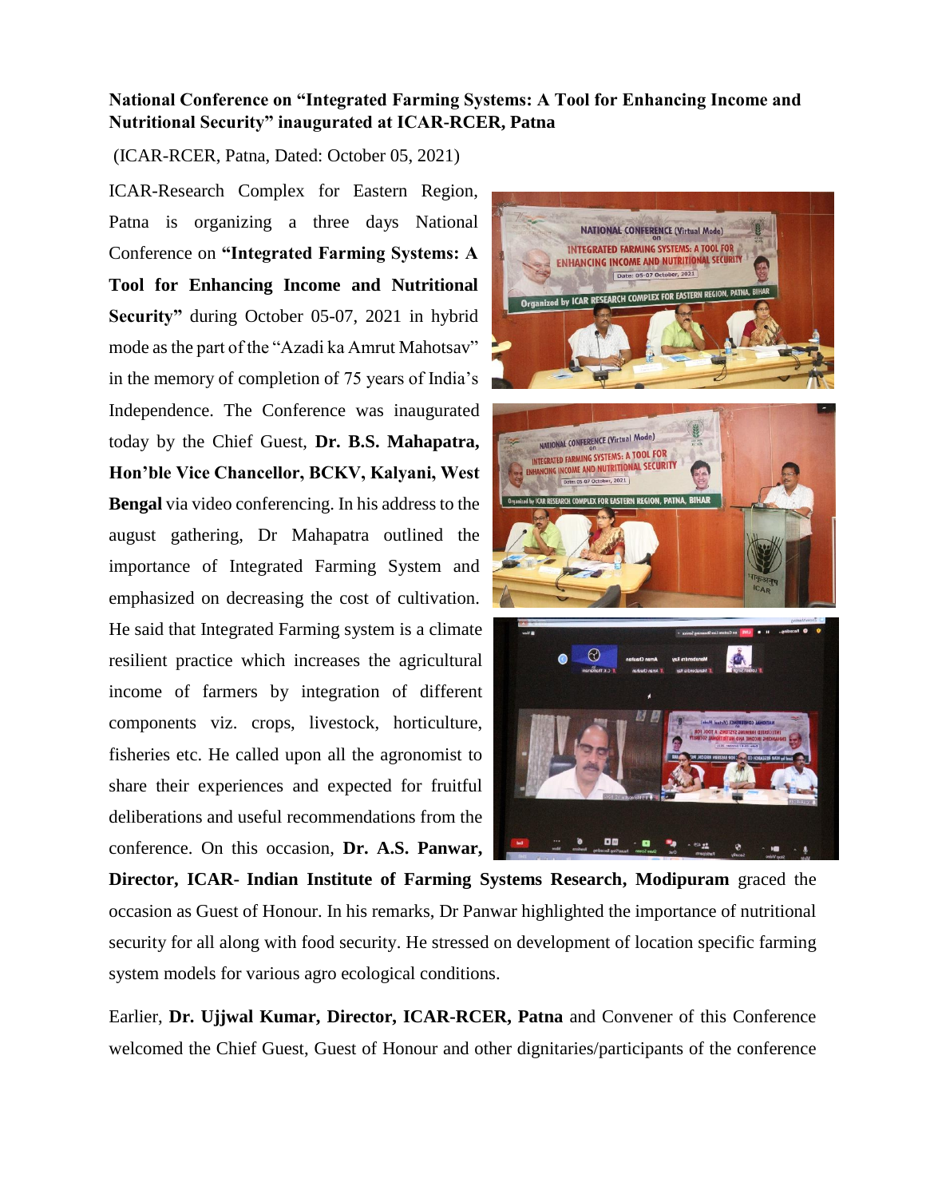**National Conference on "Integrated Farming Systems: A Tool for Enhancing Income and Nutritional Security" inaugurated at ICAR-RCER, Patna**

(ICAR-RCER, Patna, Dated: October 05, 2021)

ICAR-Research Complex for Eastern Region, Patna is organizing a three days National Conference on **"Integrated Farming Systems: A Tool for Enhancing Income and Nutritional Security"** during October 05-07, 2021 in hybrid mode as the part of the "Azadi ka Amrut Mahotsav" in the memory of completion of 75 years of India's Independence. The Conference was inaugurated today by the Chief Guest, **Dr. B.S. Mahapatra, Hon'ble Vice Chancellor, BCKV, Kalyani, West Bengal** via video conferencing. In his address to the august gathering, Dr Mahapatra outlined the importance of Integrated Farming System and emphasized on decreasing the cost of cultivation. He said that Integrated Farming system is a climate resilient practice which increases the agricultural income of farmers by integration of different components viz. crops, livestock, horticulture, fisheries etc. He called upon all the agronomist to share their experiences and expected for fruitful deliberations and useful recommendations from the conference. On this occasion, **Dr. A.S. Panwar, Director, ICAR- Indian Institute of Farming Systems Research, Modipuram** graced the occasion as Guest of Honour. In his remarks, Dr Panwar highlighted the importance of nutritional security for all along with food security. He stressed on development of location specific farming system models for various agro ecological conditions.

Earlier, **Dr. Ujjwal Kumar, Director, ICAR-RCER, Patna** and Convener of this Conference welcomed the Chief Guest, Guest of Honour and other dignitaries/participants of the conference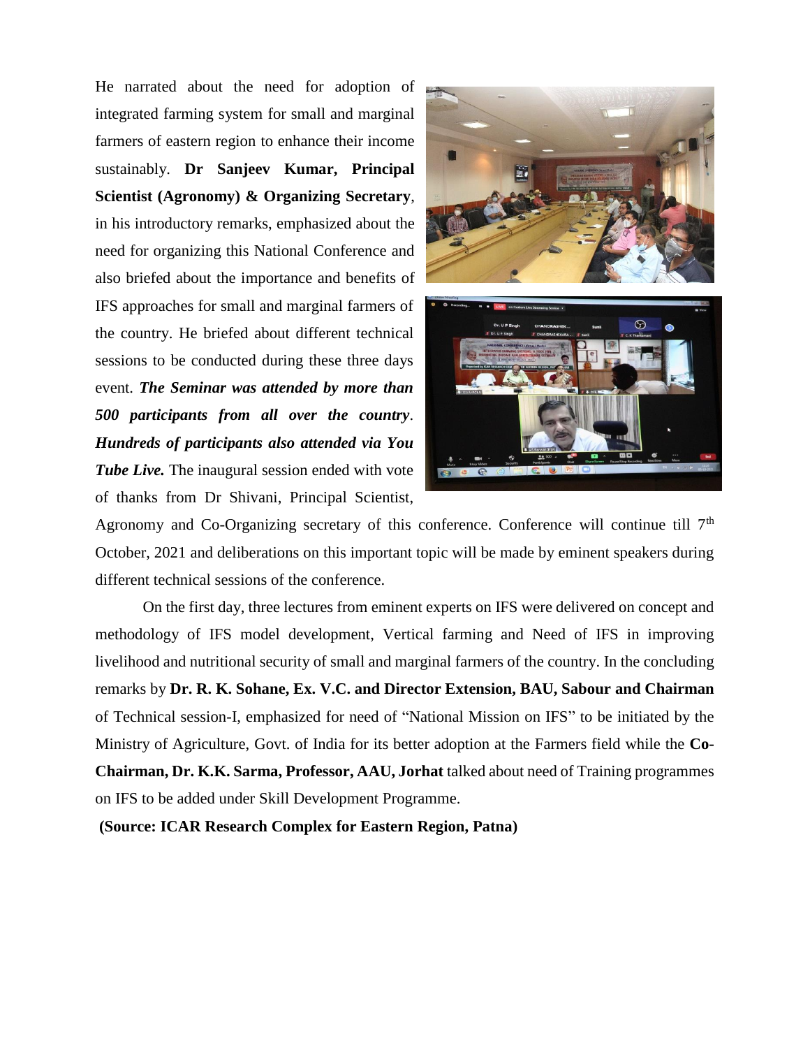He narrated about the need for adoption of integrated farming system for small and marginal farmers of eastern region to enhance their income sustainably. **Dr Sanjeev Kumar, Principal Scientist (Agronomy) & Organizing Secretary**, in his introductory remarks, emphasized about the need for organizing this National Conference and also briefed about the importance and benefits of IFS approaches for small and marginal farmers of the country. He briefed about different technical sessions to be conducted during these three days event. ***The Seminar was attended by more than 500 participants from all over the country. Hundreds of participants also attended via You Tube Live.*** The inaugural session ended with vote of thanks from Dr Shivani, Principal Scientist, Agronomy and Co-Organizing secretary of this conference. Conference will continue till 7th October, 2021 and deliberations on this important topic will be made by eminent speakers during different technical sessions of the conference.

On the first day, three lectures from eminent experts on IFS were delivered on concept and methodology of IFS model development, Vertical farming and Need of IFS in improving livelihood and nutritional security of small and marginal farmers of the country. In the concluding remarks by **Dr. R. K. Sohane, Ex. V.C. and Director Extension, BAU, Sabour and Chairman** of Technical session-I, emphasized for need of "National Mission on IFS" to be initiated by the Ministry of Agriculture, Govt. of India for its better adoption at the Farmers field while the **Co-Chairman, Dr. K.K. Sarma, Professor, AAU, Jorhat** talked about need of Training programmes on IFS to be added under Skill Development Programme.

**(Source: ICAR Research Complex for Eastern Region, Patna)**